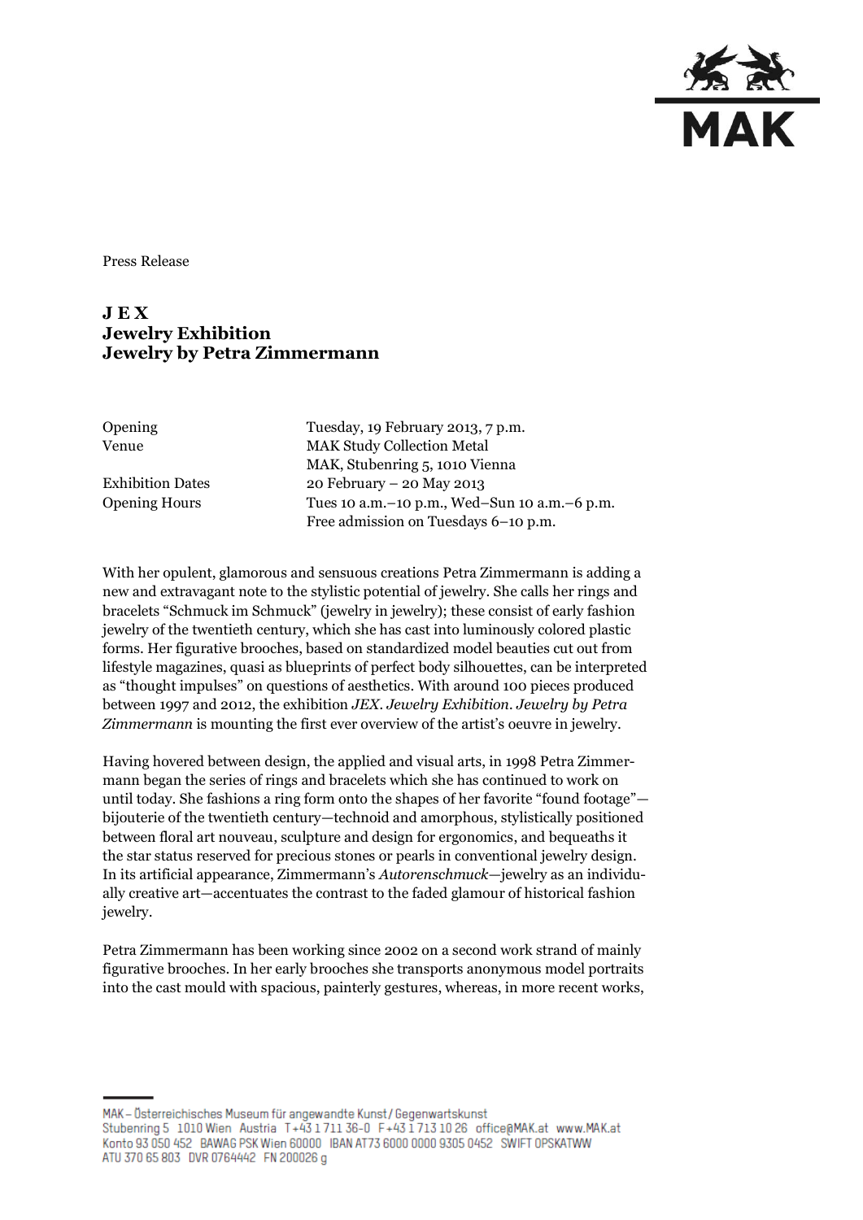Press Release

# J E X
# Jewelry Exhibition
# Jewelry by Petra Zimmermann

| | |
|---|---|
| Opening | Tuesday, 19 February 2013, 7 p.m. |
| Venue | MAK Study Collection Metal<br>MAK, Stubenring 5, 1010 Vienna |
| Exhibition Dates | 20 February – 20 May 2013 |
| Opening Hours | Tues 10 a.m.–10 p.m., Wed–Sun 10 a.m.–6 p.m.<br>Free admission on Tuesdays 6–10 p.m. |

With her opulent, glamorous and sensuous creations Petra Zimmermann is adding a new and extravagant note to the stylistic potential of jewelry. She calls her rings and bracelets "Schmuck im Schmuck" (jewelry in jewelry); these consist of early fashion jewelry of the twentieth century, which she has cast into luminously colored plastic forms. Her figurative brooches, based on standardized model beauties cut out from lifestyle magazines, quasi as blueprints of perfect body silhouettes, can be interpreted as "thought impulses" on questions of aesthetics. With around 100 pieces produced between 1997 and 2012, the exhibition *JEX. Jewelry Exhibition. Jewelry by Petra Zimmermann* is mounting the first ever overview of the artist's oeuvre in jewelry.

Having hovered between design, the applied and visual arts, in 1998 Petra Zimmermann began the series of rings and bracelets which she has continued to work on until today. She fashions a ring form onto the shapes of her favorite "found footage"—bijouterie of the twentieth century—technoid and amorphous, stylistically positioned between floral art nouveau, sculpture and design for ergonomics, and bequeaths it the star status reserved for precious stones or pearls in conventional jewelry design. In its artificial appearance, Zimmermann's *Autorenschmuck*—jewelry as an individually creative art—accentuates the contrast to the faded glamour of historical fashion jewelry.

Petra Zimmermann has been working since 2002 on a second work strand of mainly figurative brooches. In her early brooches she transports anonymous model portraits into the cast mould with spacious, painterly gestures, whereas, in more recent works,

MAK – Österreichisches Museum für angewandte Kunst / Gegenwartskunst
Stubenring 5 1010 Wien Austria T +43 1 711 36-0 F +43 1 713 10 26 office@MAK.at www.MAK.at
Konto 93 050 452 BAWAG PSK Wien 60000 IBAN AT73 6000 0000 9305 0452 SWIFT OPSKATWW
ATU 370 65 803 DVR 0764442 FN 200026 g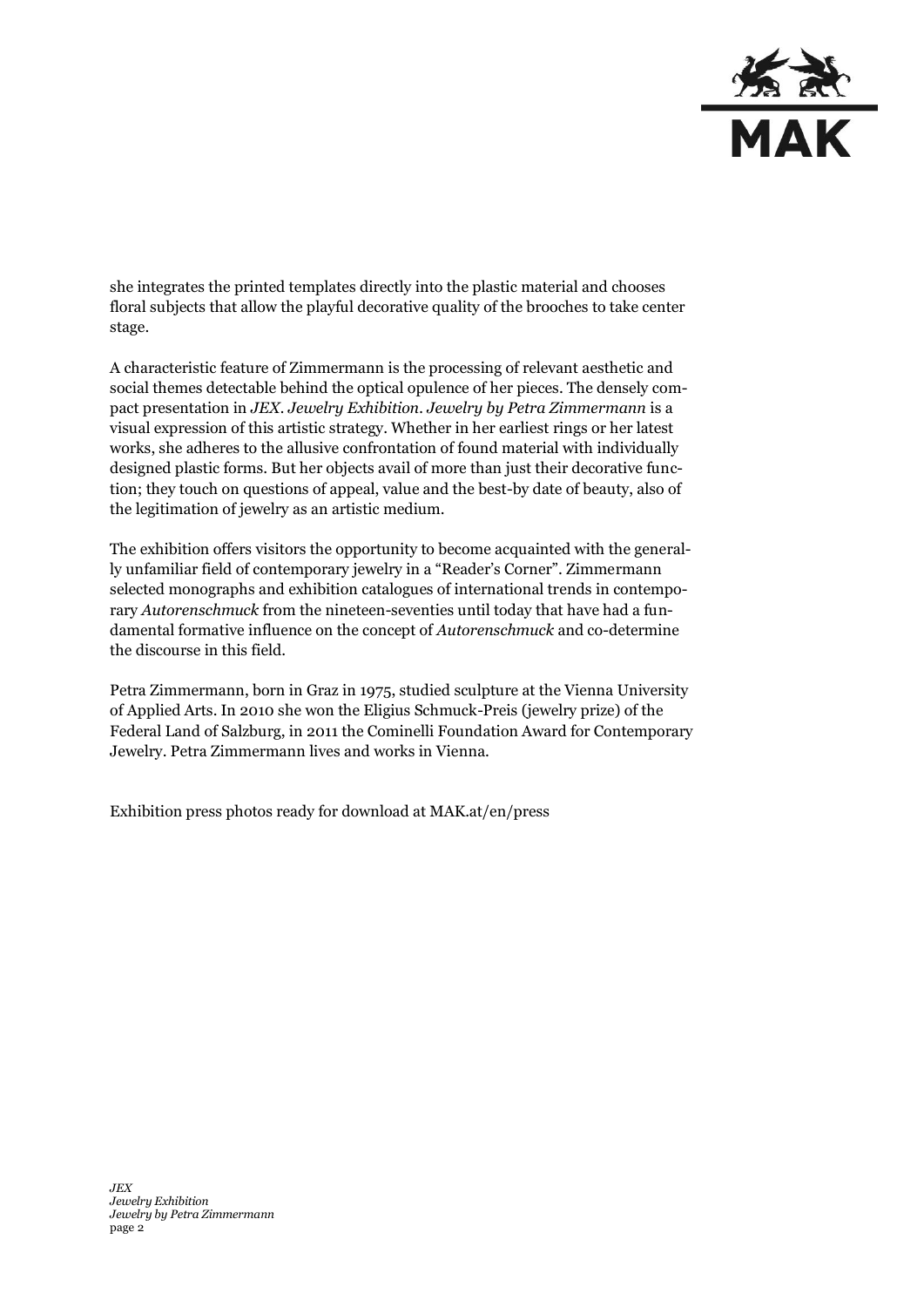she integrates the printed templates directly into the plastic material and chooses floral subjects that allow the playful decorative quality of the brooches to take center stage.

A characteristic feature of Zimmermann is the processing of relevant aesthetic and social themes detectable behind the optical opulence of her pieces. The densely compact presentation in *JEX. Jewelry Exhibition. Jewelry by Petra Zimmermann* is a visual expression of this artistic strategy. Whether in her earliest rings or her latest works, she adheres to the allusive confrontation of found material with individually designed plastic forms. But her objects avail of more than just their decorative function; they touch on questions of appeal, value and the best-by date of beauty, also of the legitimation of jewelry as an artistic medium.

The exhibition offers visitors the opportunity to become acquainted with the generally unfamiliar field of contemporary jewelry in a "Reader's Corner". Zimmermann selected monographs and exhibition catalogues of international trends in contemporary *Autorenschmuck* from the nineteen-seventies until today that have had a fundamental formative influence on the concept of *Autorenschmuck* and co-determine the discourse in this field.

Petra Zimmermann, born in Graz in 1975, studied sculpture at the Vienna University of Applied Arts. In 2010 she won the Eligius Schmuck-Preis (jewelry prize) of the Federal Land of Salzburg, in 2011 the Cominelli Foundation Award for Contemporary Jewelry. Petra Zimmermann lives and works in Vienna.

Exhibition press photos ready for download at MAK.at/en/press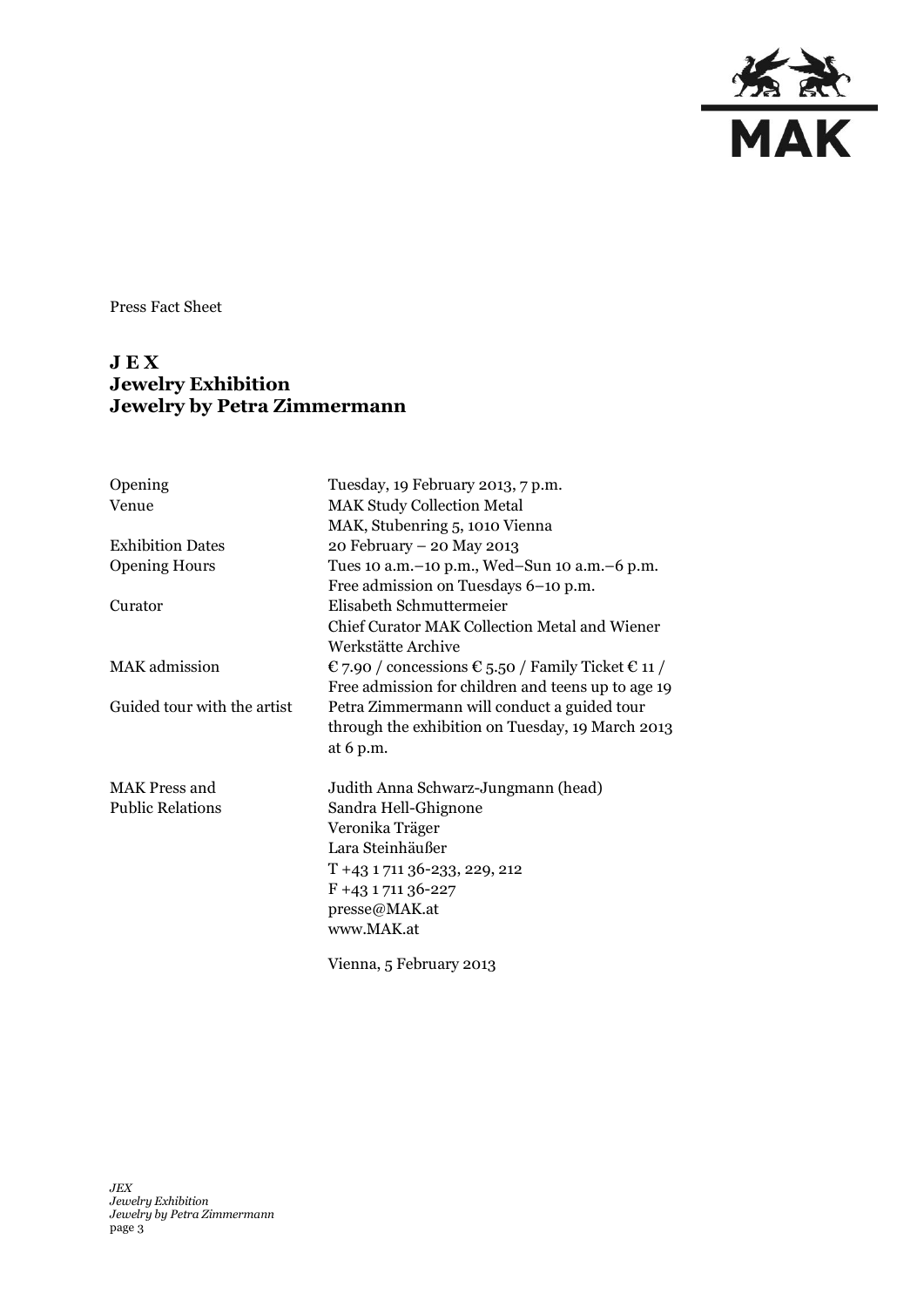Press Fact Sheet

# J E X
# Jewelry Exhibition
# Jewelry by Petra Zimmermann

| | |
|---|---|
| Opening | Tuesday, 19 February 2013, 7 p.m. |
| Venue | MAK Study Collection Metal<br>MAK, Stubenring 5, 1010 Vienna |
| Exhibition Dates | 20 February – 20 May 2013 |
| Opening Hours | Tues 10 a.m.–10 p.m., Wed–Sun 10 a.m.–6 p.m.<br>Free admission on Tuesdays 6–10 p.m. |
| Curator | Elisabeth Schmuttermeier<br>Chief Curator MAK Collection Metal and Wiener Werkstätte Archive |
| MAK admission | € 7.90 / concessions € 5.50 / Family Ticket € 11 /<br>Free admission for children and teens up to age 19 |
| Guided tour with the artist | Petra Zimmermann will conduct a guided tour through the exhibition on Tuesday, 19 March 2013 at 6 p.m. |
| MAK Press and Public Relations | Judith Anna Schwarz-Jungmann (head)<br>Sandra Hell-Ghignone<br>Veronika Träger<br>Lara Steinhäußer<br>T +43 1 711 36-233, 229, 212<br>F +43 1 711 36-227<br>presse@MAK.at<br>www.MAK.at |

Vienna, 5 February 2013